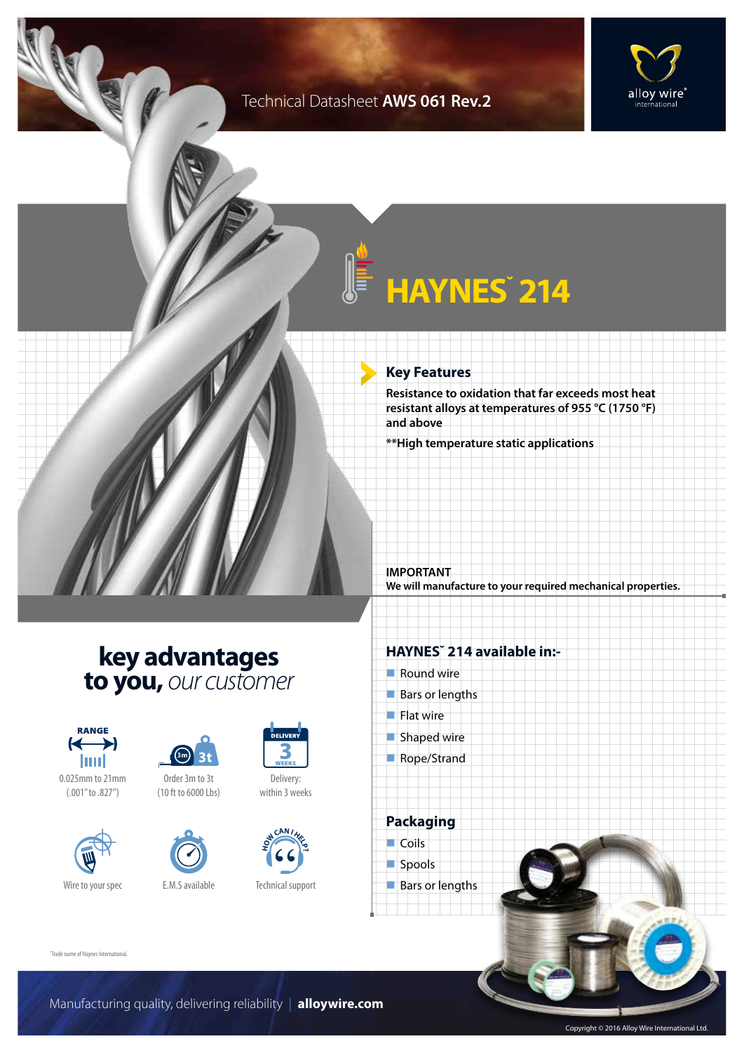Technical Datasheet **AWS 061 Rev.2**

# HAYNES˜ 214

## Key Features

**Resistance to oxidation that far exceeds most heat resistant alloys at temperatures of 955 °C (1750 °F) and above**

****High temperature static applications**

**IMPORTANT**
**We will manufacture to your required mechanical properties.**

## key advantages to you, *our customer*

- RANGE: 0.025mm to 21mm (.001" to .827")
- Order 3m to 3t (10 ft to 6000 Lbs)
- Delivery: within 3 weeks
- Wire to your spec
- E.M.S available
- Technical support

## HAYNES˜ 214 available in:-

- Round wire
- Bars or lengths
- Flat wire
- Shaped wire
- Rope/Strand

## Packaging

- Coils
- Spools
- Bars or lengths

˜Trade name of Haynes International.

Manufacturing quality, delivering reliability | **alloywire.com**

Copyright © 2016 Alloy Wire International Ltd.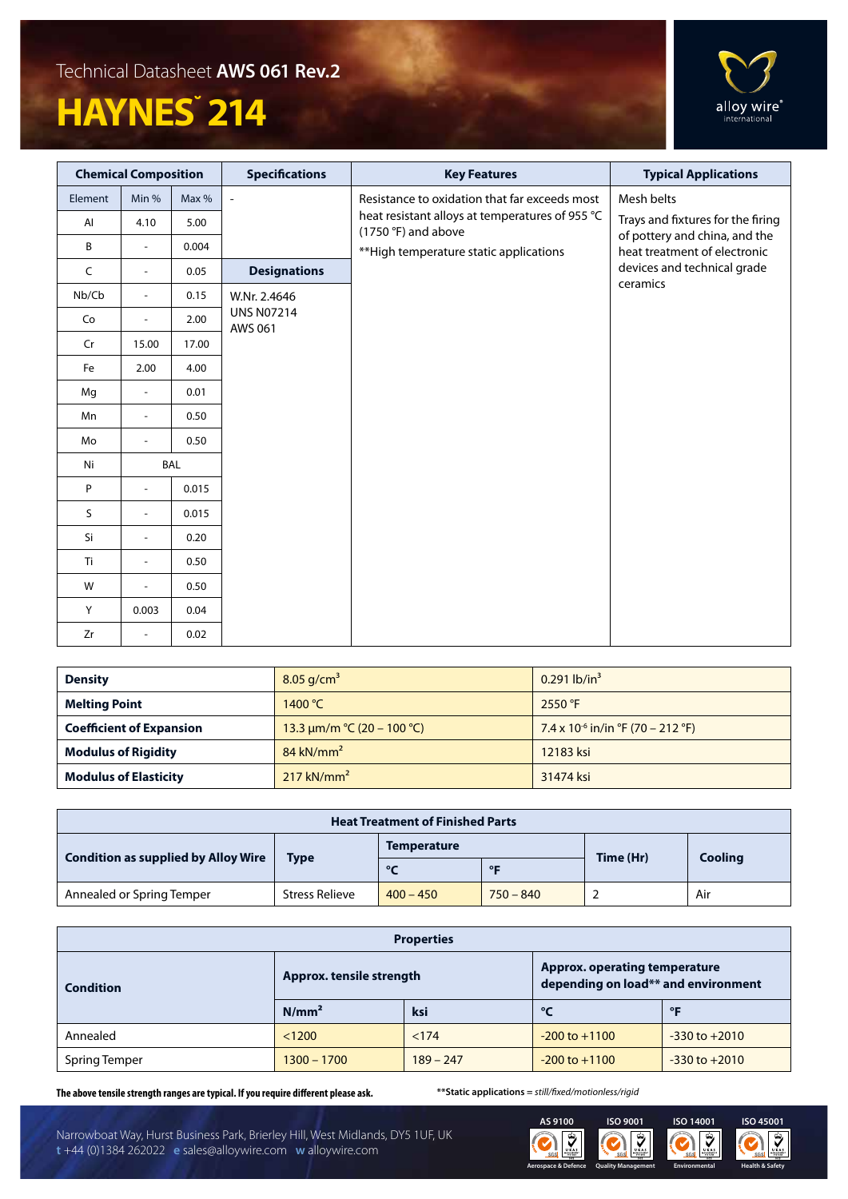Technical Datasheet **AWS 061 Rev.2**

# HAYNES® 214

| Chemical Composition | | | Specifications | Key Features | Typical Applications |
|---|---|---|---|---|---|
| Element | Min % | Max % | - | Resistance to oxidation that far exceeds most heat resistant alloys at temperatures of 955 °C (1750 °F) and above<br>**High temperature static applications | Mesh belts<br>Trays and fixtures for the firing of pottery and china, and the heat treatment of electronic devices and technical grade ceramics |
| Al | 4.10 | 5.00 | | | |
| B | - | 0.004 | | | |
| C | - | 0.05 | **Designations** | | |
| Nb/Cb | - | 0.15 | W.Nr. 2.4646<br>UNS N07214<br>AWS 061 | | |
| Co | - | 2.00 | | | |
| Cr | 15.00 | 17.00 | | | |
| Fe | 2.00 | 4.00 | | | |
| Mg | - | 0.01 | | | |
| Mn | - | 0.50 | | | |
| Mo | - | 0.50 | | | |
| Ni | BAL | | | | |
| P | - | 0.015 | | | |
| S | - | 0.015 | | | |
| Si | - | 0.20 | | | |
| Ti | - | 0.50 | | | |
| W | - | 0.50 | | | |
| Y | 0.003 | 0.04 | | | |
| Zr | - | 0.02 | | | |

| | | |
|---|---|---|
| **Density** | 8.05 g/cm$^3$ | 0.291 lb/in$^3$ |
| **Melting Point** | 1400 °C | 2550 °F |
| **Coefficient of Expansion** | 13.3 µm/m °C (20 – 100 °C) | 7.4 x 10$^{-6}$ in/in °F (70 – 212 °F) |
| **Modulus of Rigidity** | 84 kN/mm$^2$ | 12183 ksi |
| **Modulus of Elasticity** | 217 kN/mm$^2$ | 31474 ksi |

**Heat Treatment of Finished Parts**

| Condition as supplied by Alloy Wire | Type | Temperature | | Time (Hr) | Cooling |
|---|---|---|---|---|---|
| | | °C | °F | | |
| Annealed or Spring Temper | Stress Relieve | 400 – 450 | 750 – 840 | 2 | Air |

**Properties**

| Condition | Approx. tensile strength | | Approx. operating temperature depending on load** and environment | |
|---|---|---|---|---|
| | N/mm$^2$ | ksi | °C | °F |
| Annealed | <1200 | <174 | -200 to +1100 | -330 to +2010 |
| Spring Temper | 1300 – 1700 | 189 – 247 | -200 to +1100 | -330 to +2010 |

**The above tensile strength ranges are typical. If you require different please ask.**

****Static applications** = *still/fixed/motionless/rigid*

Narrowboat Way, Hurst Business Park, Brierley Hill, West Midlands, DY5 1UF, UK
t +44 (0)1384 262022 e sales@alloywire.com w alloywire.com

AS 9100 Aerospace & Defence | ISO 9001 Quality Management | ISO 14001 Environmental | ISO 45001 Health & Safety